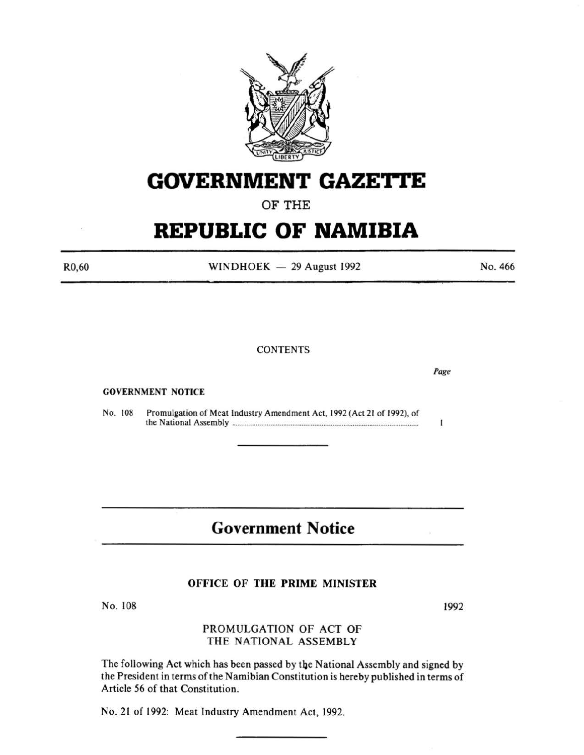# GOVERNMENT GAZETTE

OF THE

# REPUBLIC OF NAMIBIA

R0,60 WINDHOEK — 29 August 1992 No. 466

CONTENTS

*Page*

**GOVERNMENT NOTICE**

No. 108 Promulgation of Meat Industry Amendment Act, 1992 (Act 21 of 1992), of the National Assembly ........................................................................ 1

## Government Notice

### OFFICE OF THE PRIME MINISTER

No. 108 1992

PROMULGATION OF ACT OF THE NATIONAL ASSEMBLY

The following Act which has been passed by the National Assembly and signed by the President in terms of the Namibian Constitution is hereby published in terms of Article 56 of that Constitution.

No. 21 of 1992: Meat Industry Amendment Act, 1992.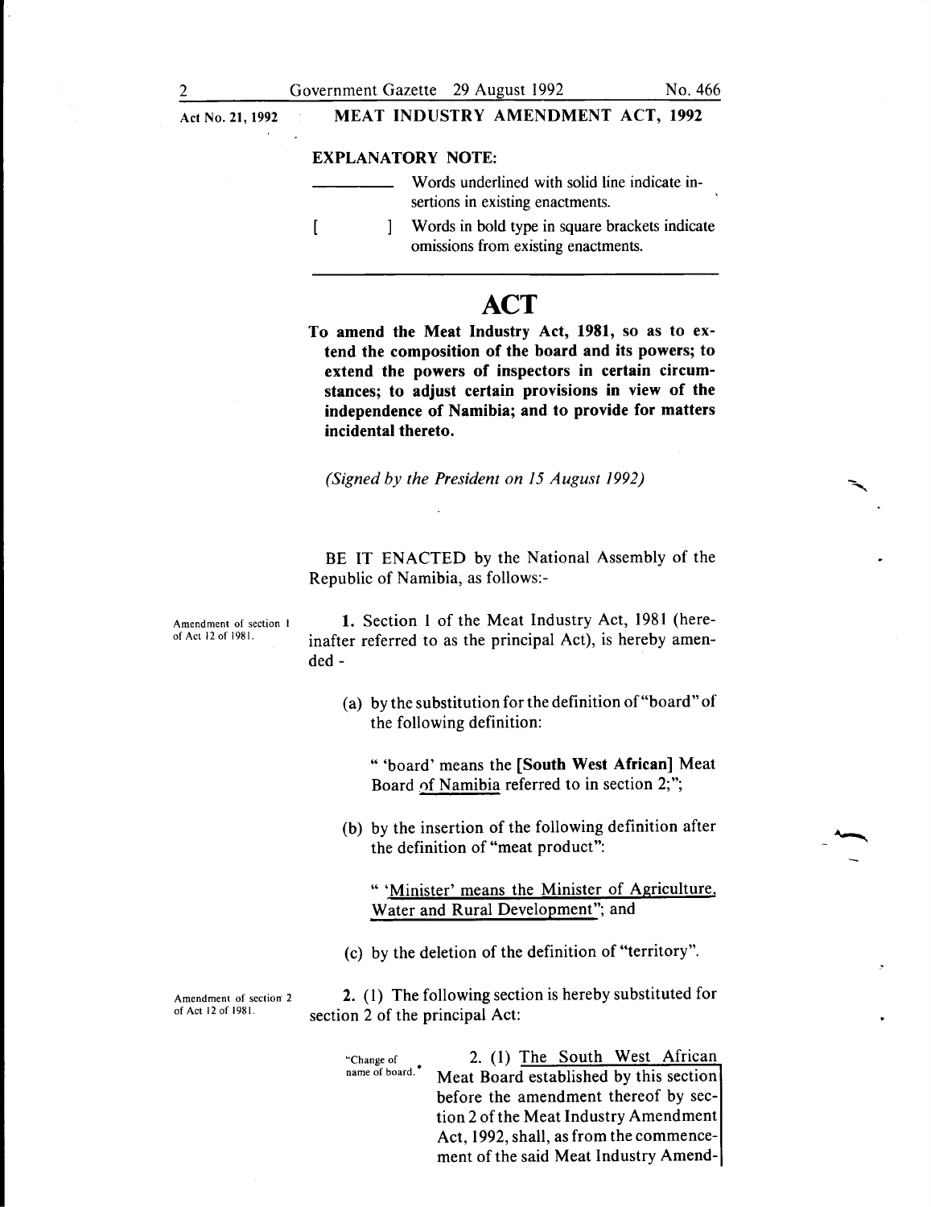Act No. 21, 1992

**MEAT INDUSTRY AMENDMENT ACT, 1992**

**EXPLANATORY NOTE:**

\_\_\_\_\_\_\_\_\_\_ Words underlined with solid line indicate insertions in existing enactments.

[ ] Words in bold type in square brackets indicate omissions from existing enactments.

# ACT

**To amend the Meat Industry Act, 1981, so as to extend the composition of the board and its powers; to extend the powers of inspectors in certain circumstances; to adjust certain provisions in view of the independence of Namibia; and to provide for matters incidental thereto.**

*(Signed by the President on 15 August 1992)*

BE IT ENACTED by the National Assembly of the Republic of Namibia, as follows:-

*Amendment of section 1 of Act 12 of 1981.*

**1.** Section 1 of the Meat Industry Act, 1981 (hereinafter referred to as the principal Act), is hereby amended -

(a) by the substitution for the definition of "board" of the following definition:

" 'board' means the **[South West African]** Meat Board <u>of Namibia</u> referred to in section 2;";

(b) by the insertion of the following definition after the definition of "meat product":

" <u>'Minister' means the Minister of Agriculture, Water and Rural Development</u>"; and

(c) by the deletion of the definition of "territory".

*Amendment of section 2 of Act 12 of 1981.*

**2.** (1) The following section is hereby substituted for section 2 of the principal Act:

*"Change of name of board."*

2. (1) <u>The South West African Meat Board established by this section before the amendment thereof by section 2 of the Meat Industry Amendment Act, 1992, shall, as from the commencement of the said Meat Industry Amend-</u>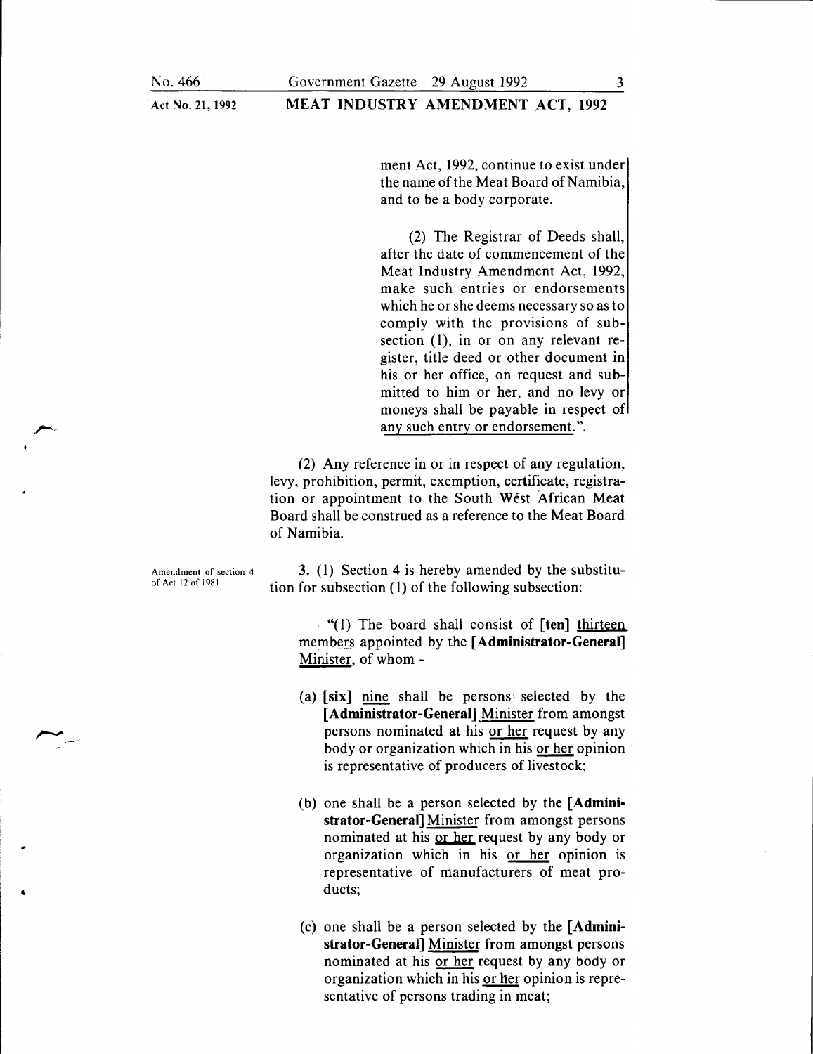ment Act, 1992, continue to exist under the name of the Meat Board of Namibia, and to be a body corporate.

(2) The Registrar of Deeds shall, after the date of commencement of the Meat Industry Amendment Act, 1992, make such entries or endorsements which he or she deems necessary so as to comply with the provisions of subsection (1), in or on any relevant register, title deed or other document in his or her office, on request and submitted to him or her, and no levy or moneys shall be payable in respect of any such entry or endorsement.".

(2) Any reference in or in respect of any regulation, levy, prohibition, permit, exemption, certificate, registration or appointment to the South West African Meat Board shall be construed as a reference to the Meat Board of Namibia.

Amendment of section 4 of Act 12 of 1981.

3. (1) Section 4 is hereby amended by the substitution for subsection (1) of the following subsection:

"(1) The board shall consist of **[ten]** thirteen members appointed by the **[Administrator-General]** Minister, of whom -

(a) **[six]** nine shall be persons selected by the **[Administrator-General]** Minister from amongst persons nominated at his or her request by any body or organization which in his or her opinion is representative of producers of livestock;

(b) one shall be a person selected by the **[Administrator-General]** Minister from amongst persons nominated at his or her request by any body or organization which in his or her opinion is representative of manufacturers of meat products;

(c) one shall be a person selected by the **[Administrator-General]** Minister from amongst persons nominated at his or her request by any body or organization which in his or her opinion is representative of persons trading in meat;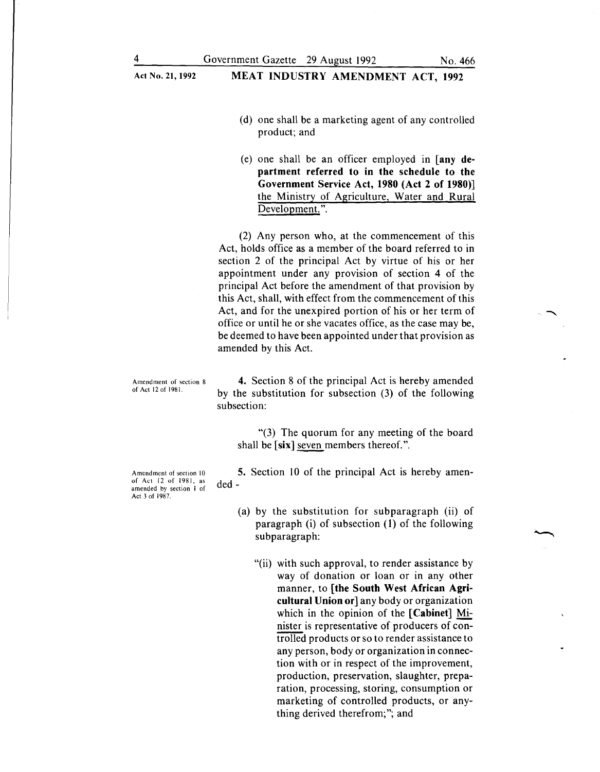(d) one shall be a marketing agent of any controlled product; and

(e) one shall be an officer employed in **[any department referred to in the schedule to the Government Service Act, 1980 (Act 2 of 1980)]** the Ministry of Agriculture, Water and Rural Development.".

(2) Any person who, at the commencement of this Act, holds office as a member of the board referred to in section 2 of the principal Act by virtue of his or her appointment under any provision of section 4 of the principal Act before the amendment of that provision by this Act, shall, with effect from the commencement of this Act, and for the unexpired portion of his or her term of office or until he or she vacates office, as the case may be, be deemed to have been appointed under that provision as amended by this Act.

*Amendment of section 8 of Act 12 of 1981.*

**4.** Section 8 of the principal Act is hereby amended by the substitution for subsection (3) of the following subsection:

"(3) The quorum for any meeting of the board shall be **[six]** seven members thereof.".

*Amendment of section 10 of Act 12 of 1981, as amended by section 1 of Act 3 of 1987.*

**5.** Section 10 of the principal Act is hereby amended -

(a) by the substitution for subparagraph (ii) of paragraph (i) of subsection (1) of the following subparagraph:

"(ii) with such approval, to render assistance by way of donation or loan or in any other manner, to **[the South West African Agricultural Union or]** any body or organization which in the opinion of the **[Cabinet]** Minister is representative of producers of controlled products or so to render assistance to any person, body or organization in connection with or in respect of the improvement, production, preservation, slaughter, preparation, processing, storing, consumption or marketing of controlled products, or anything derived therefrom;"; and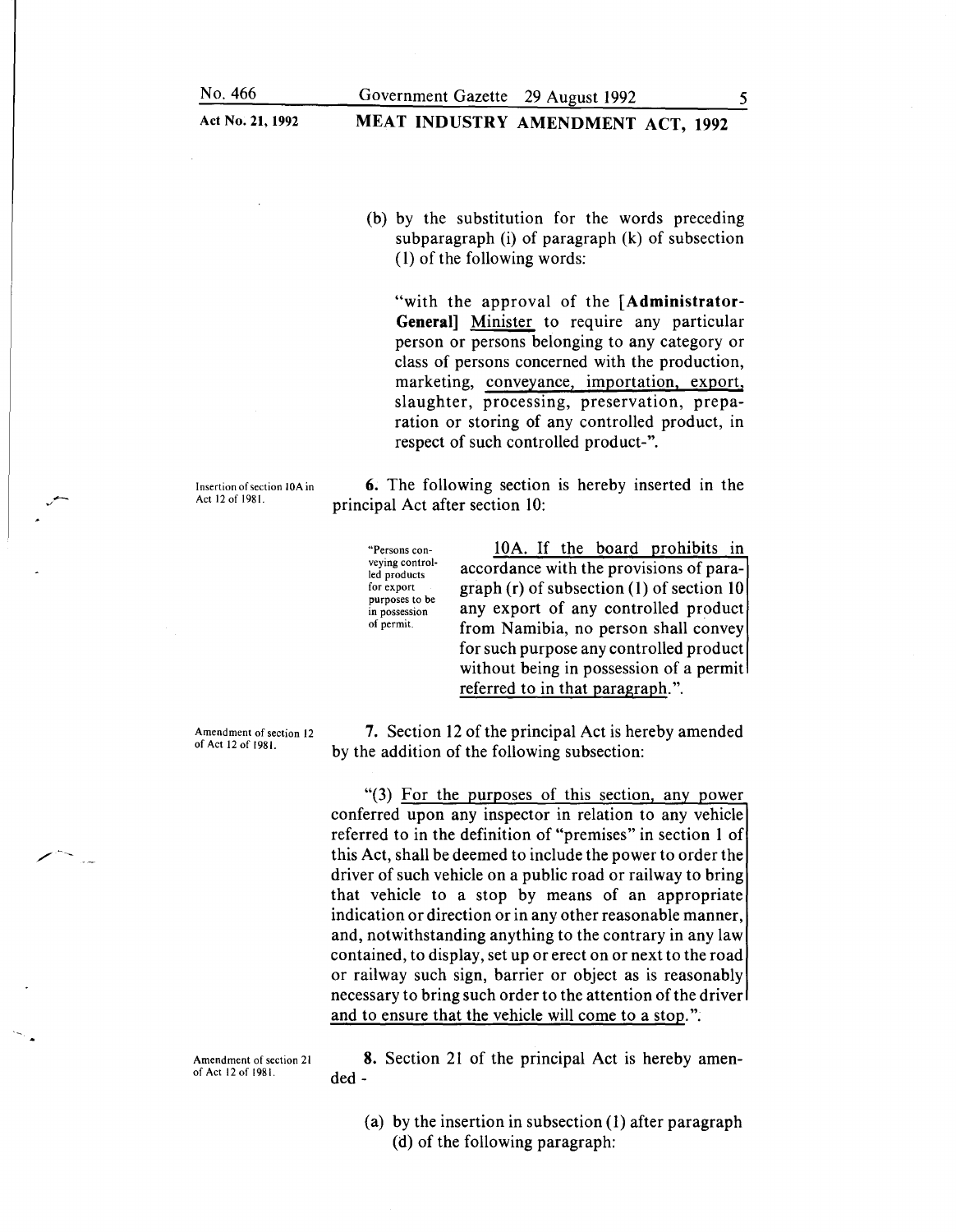(b) by the substitution for the words preceding subparagraph (i) of paragraph (k) of subsection (1) of the following words:

"with the approval of the [**Administrator-General**] <u>Minister</u> to require any particular person or persons belonging to any category or class of persons concerned with the production, marketing, <u>conveyance, importation, export,</u> slaughter, processing, preservation, preparation or storing of any controlled product, in respect of such controlled product-".

Insertion of section 10A in Act 12 of 1981.

**6.** The following section is hereby inserted in the principal Act after section 10:

"Persons conveying controlled products for export purposes to be in possession of permit.

<u>10A. If the board prohibits in accordance with the provisions of paragraph (r) of subsection (1) of section 10 any export of any controlled product from Namibia, no person shall convey for such purpose any controlled product without being in possession of a permit referred to in that paragraph.</u>".

Amendment of section 12 of Act 12 of 1981.

**7.** Section 12 of the principal Act is hereby amended by the addition of the following subsection:

"<u>(3) For the purposes of this section, any power conferred upon any inspector in relation to any vehicle referred to in the definition of "premises" in section 1 of this Act, shall be deemed to include the power to order the driver of such vehicle on a public road or railway to bring that vehicle to a stop by means of an appropriate indication or direction or in any other reasonable manner, and, notwithstanding anything to the contrary in any law contained, to display, set up or erect on or next to the road or railway such sign, barrier or object as is reasonably necessary to bring such order to the attention of the driver and to ensure that the vehicle will come to a stop.</u>".

Amendment of section 21 of Act 12 of 1981.

**8.** Section 21 of the principal Act is hereby amended -

(a) by the insertion in subsection (1) after paragraph (d) of the following paragraph: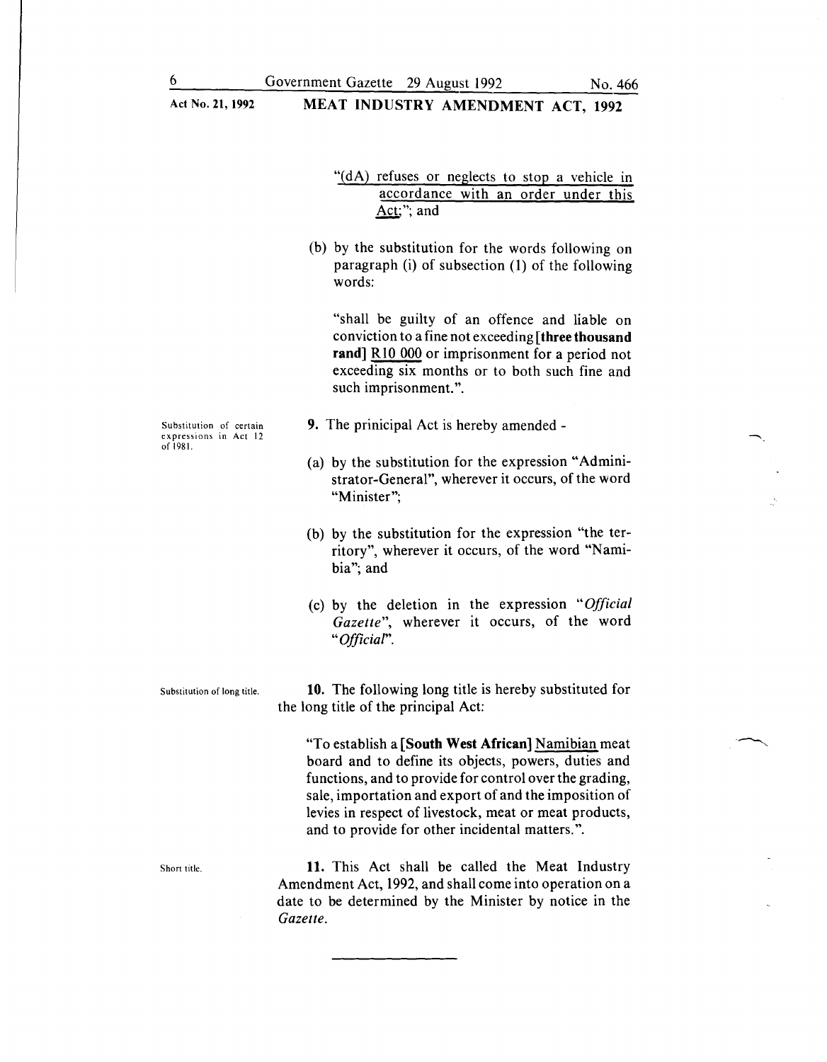**Act No. 21, 1992** **MEAT INDUSTRY AMENDMENT ACT, 1992**

"(dA) refuses or neglects to stop a vehicle in accordance with an order under this Act;"; and

(b) by the substitution for the words following on paragraph (i) of subsection (1) of the following words:

"shall be guilty of an offence and liable on conviction to a fine not exceeding [**three thousand rand**] R10 000 or imprisonment for a period not exceeding six months or to both such fine and such imprisonment.".

Substitution of certain expressions in Act 12 of 1981.

**9.** The prinicipal Act is hereby amended -

(a) by the substitution for the expression "Administrator-General", wherever it occurs, of the word "Minister";

(b) by the substitution for the expression "the territory", wherever it occurs, of the word "Namibia"; and

(c) by the deletion in the expression "*Official Gazette*", wherever it occurs, of the word "*Official*".

Substitution of long title.

**10.** The following long title is hereby substituted for the long title of the principal Act:

"To establish a [**South West African**] Namibian meat board and to define its objects, powers, duties and functions, and to provide for control over the grading, sale, importation and export of and the imposition of levies in respect of livestock, meat or meat products, and to provide for other incidental matters.".

Short title.

**11.** This Act shall be called the Meat Industry Amendment Act, 1992, and shall come into operation on a date to be determined by the Minister by notice in the *Gazette*.